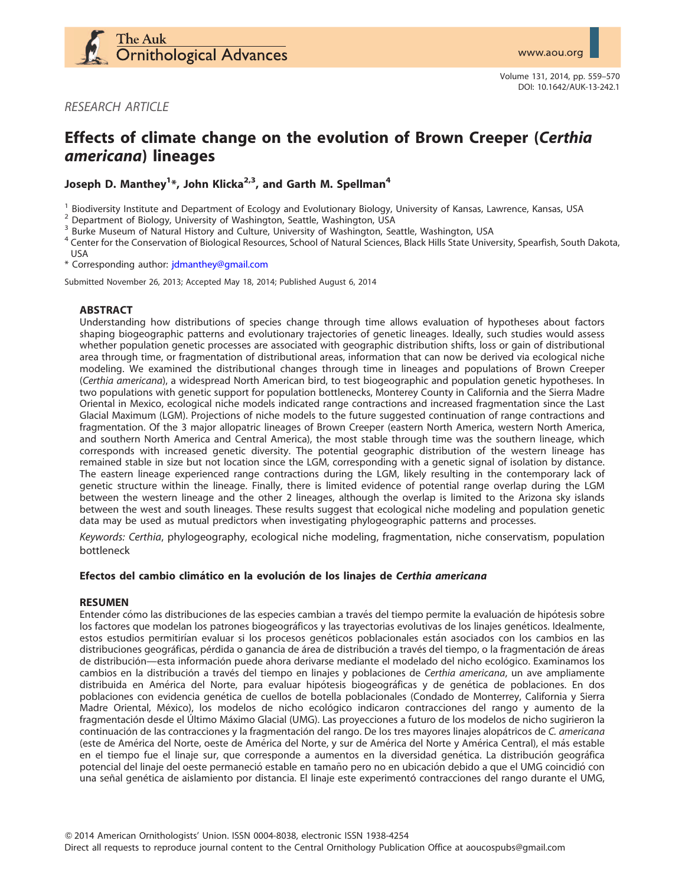RESEARCH ARTICLE

# Effects of climate change on the evolution of Brown Creeper (*Certhia americana*) lineages

**Joseph D. Manthey[1]*, John Klicka[2,3], and Garth M. Spellman[4]**

[1] Biodiversity Institute and Department of Ecology and Evolutionary Biology, University of Kansas, Lawrence, Kansas, USA
[2] Department of Biology, University of Washington, Seattle, Washington, USA
[3] Burke Museum of Natural History and Culture, University of Washington, Seattle, Washington, USA
[4] Center for the Conservation of Biological Resources, School of Natural Sciences, Black Hills State University, Spearfish, South Dakota, USA
* Corresponding author: jdmanthey@gmail.com

Submitted November 26, 2013; Accepted May 18, 2014; Published August 6, 2014

## ABSTRACT

Understanding how distributions of species change through time allows evaluation of hypotheses about factors shaping biogeographic patterns and evolutionary trajectories of genetic lineages. Ideally, such studies would assess whether population genetic processes are associated with geographic distribution shifts, loss or gain of distributional area through time, or fragmentation of distributional areas, information that can now be derived via ecological niche modeling. We examined the distributional changes through time in lineages and populations of Brown Creeper (*Certhia americana*), a widespread North American bird, to test biogeographic and population genetic hypotheses. In two populations with genetic support for population bottlenecks, Monterey County in California and the Sierra Madre Oriental in Mexico, ecological niche models indicated range contractions and increased fragmentation since the Last Glacial Maximum (LGM). Projections of niche models to the future suggested continuation of range contractions and fragmentation. Of the 3 major allopatric lineages of Brown Creeper (eastern North America, western North America, and southern North America and Central America), the most stable through time was the southern lineage, which corresponds with increased genetic diversity. The potential geographic distribution of the western lineage has remained stable in size but not location since the LGM, corresponding with a genetic signal of isolation by distance. The eastern lineage experienced range contractions during the LGM, likely resulting in the contemporary lack of genetic structure within the lineage. Finally, there is limited evidence of potential range overlap during the LGM between the western lineage and the other 2 lineages, although the overlap is limited to the Arizona sky islands between the west and south lineages. These results suggest that ecological niche modeling and population genetic data may be used as mutual predictors when investigating phylogeographic patterns and processes.

*Keywords: Certhia*, phylogeography, ecological niche modeling, fragmentation, niche conservatism, population bottleneck

### Efectos del cambio climático en la evolución de los linajes de *Certhia americana*

## RESUMEN

Entender cómo las distribuciones de las especies cambian a través del tiempo permite la evaluación de hipótesis sobre los factores que modelan los patrones biogeográficos y las trayectorias evolutivas de los linajes genéticos. Idealmente, estos estudios permitirían evaluar si los procesos genéticos poblacionales están asociados con los cambios en las distribuciones geográficas, pérdida o ganancia de área de distribución a través del tiempo, o la fragmentación de áreas de distribución—esta información puede ahora derivarse mediante el modelado del nicho ecológico. Examinamos los cambios en la distribución a través del tiempo en linajes y poblaciones de *Certhia americana*, un ave ampliamente distribuida en América del Norte, para evaluar hipótesis biogeográficas y de genética de poblaciones. En dos poblaciones con evidencia genética de cuellos de botella poblacionales (Condado de Monterrey, California y Sierra Madre Oriental, México), los modelos de nicho ecológico indicaron contracciones del rango y aumento de la fragmentación desde el Último Máximo Glacial (UMG). Las proyecciones a futuro de los modelos de nicho sugirieron la continuación de las contracciones y la fragmentación del rango. De los tres mayores linajes alopátricos de *C. americana* (este de América del Norte, oeste de América del Norte, y sur de América del Norte y América Central), el más estable en el tiempo fue el linaje sur, que corresponde a aumentos en la diversidad genética. La distribución geográfica potencial del linaje del oeste permaneció estable en tamaño pero no en ubicación debido a que el UMG coincidió con una señal genética de aislamiento por distancia. El linaje este experimentó contracciones del rango durante el UMG,

© 2014 American Ornithologists' Union. ISSN 0004-8038, electronic ISSN 1938-4254
Direct all requests to reproduce journal content to the Central Ornithology Publication Office at aoucospubs@gmail.com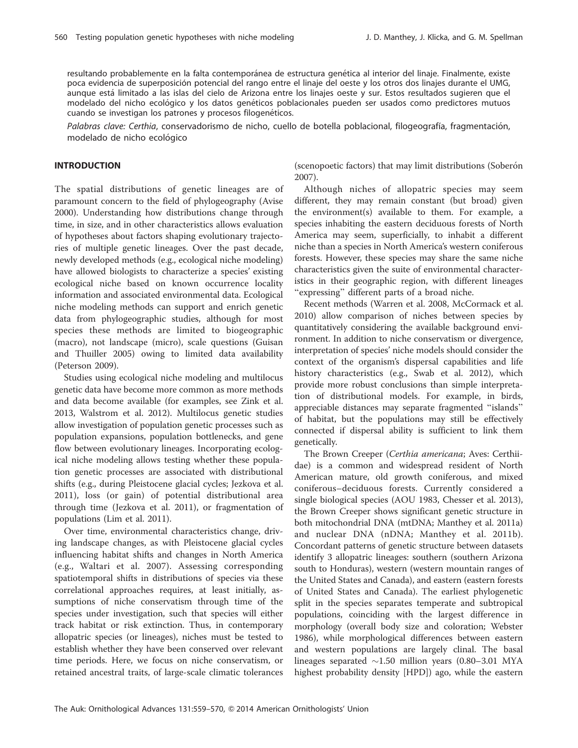resultando probablemente en la falta contemporánea de estructura genética al interior del linaje. Finalmente, existe poca evidencia de superposición potencial del rango entre el linaje del oeste y los otros dos linajes durante el UMG, aunque está limitado a las islas del cielo de Arizona entre los linajes oeste y sur. Estos resultados sugieren que el modelado del nicho ecológico y los datos genéticos poblacionales pueden ser usados como predictores mutuos cuando se investigan los patrones y procesos filogenéticos.

*Palabras clave: Certhia*, conservadorismo de nicho, cuello de botella poblacional, filogeografía, fragmentación, modelado de nicho ecológico

## INTRODUCTION

The spatial distributions of genetic lineages are of paramount concern to the field of phylogeography (Avise 2000). Understanding how distributions change through time, in size, and in other characteristics allows evaluation of hypotheses about factors shaping evolutionary trajectories of multiple genetic lineages. Over the past decade, newly developed methods (e.g., ecological niche modeling) have allowed biologists to characterize a species' existing ecological niche based on known occurrence locality information and associated environmental data. Ecological niche modeling methods can support and enrich genetic data from phylogeographic studies, although for most species these methods are limited to biogeographic (macro), not landscape (micro), scale questions (Guisan and Thuiller 2005) owing to limited data availability (Peterson 2009).

Studies using ecological niche modeling and multilocus genetic data have become more common as more methods and data become available (for examples, see Zink et al. 2013, Walstrom et al. 2012). Multilocus genetic studies allow investigation of population genetic processes such as population expansions, population bottlenecks, and gene flow between evolutionary lineages. Incorporating ecological niche modeling allows testing whether these population genetic processes are associated with distributional shifts (e.g., during Pleistocene glacial cycles; Jezkova et al. 2011), loss (or gain) of potential distributional area through time (Jezkova et al. 2011), or fragmentation of populations (Lim et al. 2011).

Over time, environmental characteristics change, driving landscape changes, as with Pleistocene glacial cycles influencing habitat shifts and changes in North America (e.g., Waltari et al. 2007). Assessing corresponding spatiotemporal shifts in distributions of species via these correlational approaches requires, at least initially, assumptions of niche conservatism through time of the species under investigation, such that species will either track habitat or risk extinction. Thus, in contemporary allopatric species (or lineages), niches must be tested to establish whether they have been conserved over relevant time periods. Here, we focus on niche conservatism, or retained ancestral traits, of large-scale climatic tolerances (scenopoetic factors) that may limit distributions (Soberón 2007).

Although niches of allopatric species may seem different, they may remain constant (but broad) given the environment(s) available to them. For example, a species inhabiting the eastern deciduous forests of North America may seem, superficially, to inhabit a different niche than a species in North America's western coniferous forests. However, these species may share the same niche characteristics given the suite of environmental characteristics in their geographic region, with different lineages "expressing" different parts of a broad niche.

Recent methods (Warren et al. 2008, McCormack et al. 2010) allow comparison of niches between species by quantitatively considering the available background environment. In addition to niche conservatism or divergence, interpretation of species' niche models should consider the context of the organism's dispersal capabilities and life history characteristics (e.g., Swab et al. 2012), which provide more robust conclusions than simple interpretation of distributional models. For example, in birds, appreciable distances may separate fragmented "islands" of habitat, but the populations may still be effectively connected if dispersal ability is sufficient to link them genetically.

The Brown Creeper (*Certhia americana*; Aves: Certhiidae) is a common and widespread resident of North American mature, old growth coniferous, and mixed coniferous–deciduous forests. Currently considered a single biological species (AOU 1983, Chesser et al. 2013), the Brown Creeper shows significant genetic structure in both mitochondrial DNA (mtDNA; Manthey et al. 2011a) and nuclear DNA (nDNA; Manthey et al. 2011b). Concordant patterns of genetic structure between datasets identify 3 allopatric lineages: southern (southern Arizona south to Honduras), western (western mountain ranges of the United States and Canada), and eastern (eastern forests of United States and Canada). The earliest phylogenetic split in the species separates temperate and subtropical populations, coinciding with the largest difference in morphology (overall body size and coloration; Webster 1986), while morphological differences between eastern and western populations are largely clinal. The basal lineages separated ~1.50 million years (0.80–3.01 MYA highest probability density [HPD]) ago, while the eastern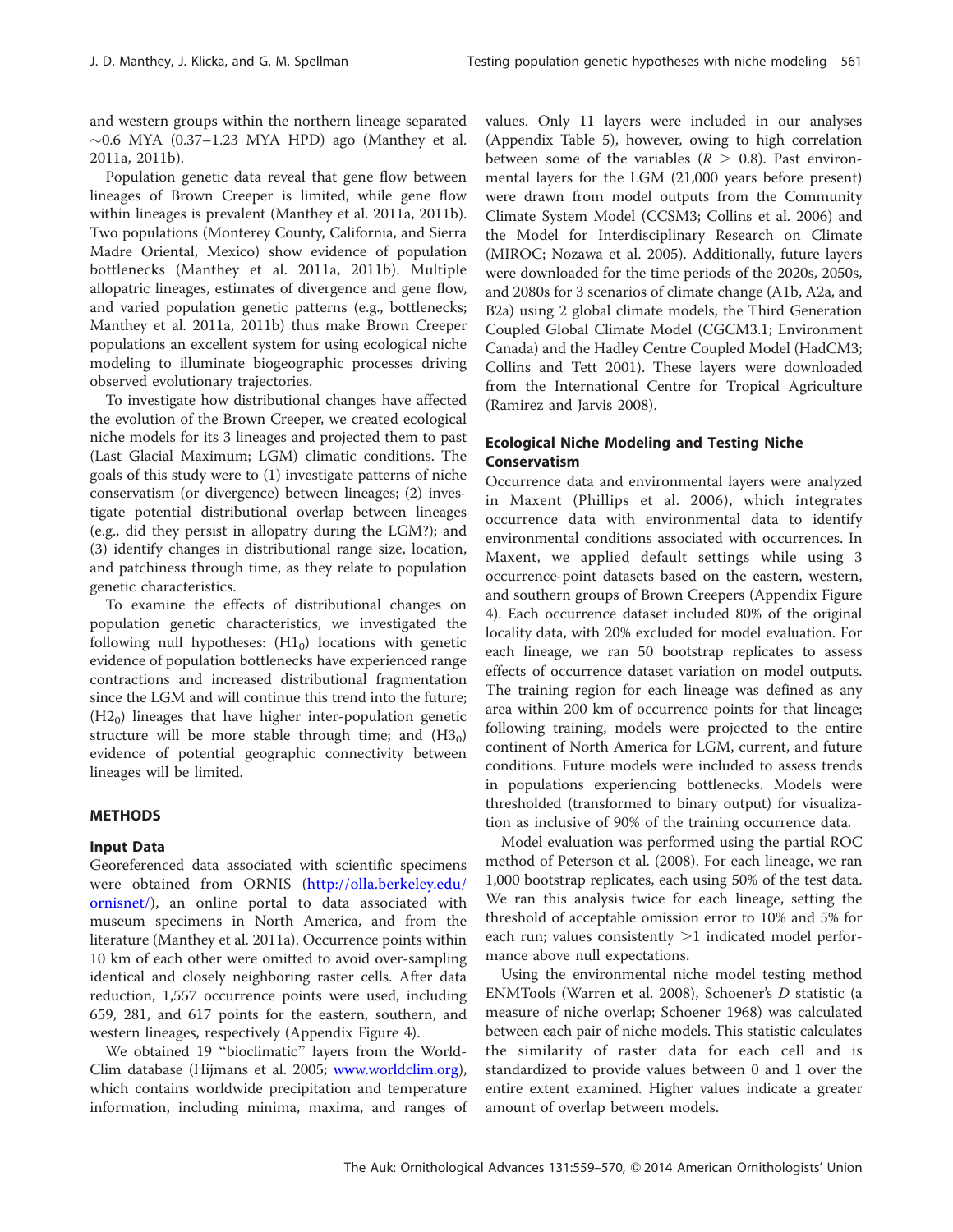and western groups within the northern lineage separated ~0.6 MYA (0.37–1.23 MYA HPD) ago (Manthey et al. 2011a, 2011b).

Population genetic data reveal that gene flow between lineages of Brown Creeper is limited, while gene flow within lineages is prevalent (Manthey et al. 2011a, 2011b). Two populations (Monterey County, California, and Sierra Madre Oriental, Mexico) show evidence of population bottlenecks (Manthey et al. 2011a, 2011b). Multiple allopatric lineages, estimates of divergence and gene flow, and varied population genetic patterns (e.g., bottlenecks; Manthey et al. 2011a, 2011b) thus make Brown Creeper populations an excellent system for using ecological niche modeling to illuminate biogeographic processes driving observed evolutionary trajectories.

To investigate how distributional changes have affected the evolution of the Brown Creeper, we created ecological niche models for its 3 lineages and projected them to past (Last Glacial Maximum; LGM) climatic conditions. The goals of this study were to (1) investigate patterns of niche conservatism (or divergence) between lineages; (2) investigate potential distributional overlap between lineages (e.g., did they persist in allopatry during the LGM?); and (3) identify changes in distributional range size, location, and patchiness through time, as they relate to population genetic characteristics.

To examine the effects of distributional changes on population genetic characteristics, we investigated the following null hypotheses: ($H1_0$) locations with genetic evidence of population bottlenecks have experienced range contractions and increased distributional fragmentation since the LGM and will continue this trend into the future; ($H2_0$) lineages that have higher inter-population genetic structure will be more stable through time; and ($H3_0$) evidence of potential geographic connectivity between lineages will be limited.

## METHODS

### Input Data

Georeferenced data associated with scientific specimens were obtained from ORNIS (http://olla.berkeley.edu/ornisnet/), an online portal to data associated with museum specimens in North America, and from the literature (Manthey et al. 2011a). Occurrence points within 10 km of each other were omitted to avoid over-sampling identical and closely neighboring raster cells. After data reduction, 1,557 occurrence points were used, including 659, 281, and 617 points for the eastern, southern, and western lineages, respectively (Appendix Figure 4).

We obtained 19 "bioclimatic" layers from the WorldClim database (Hijmans et al. 2005; www.worldclim.org), which contains worldwide precipitation and temperature information, including minima, maxima, and ranges of values. Only 11 layers were included in our analyses (Appendix Table 5), however, owing to high correlation between some of the variables ($R > 0.8$). Past environmental layers for the LGM (21,000 years before present) were drawn from model outputs from the Community Climate System Model (CCSM3; Collins et al. 2006) and the Model for Interdisciplinary Research on Climate (MIROC; Nozawa et al. 2005). Additionally, future layers were downloaded for the time periods of the 2020s, 2050s, and 2080s for 3 scenarios of climate change (A1b, A2a, and B2a) using 2 global climate models, the Third Generation Coupled Global Climate Model (CGCM3.1; Environment Canada) and the Hadley Centre Coupled Model (HadCM3; Collins and Tett 2001). These layers were downloaded from the International Centre for Tropical Agriculture (Ramirez and Jarvis 2008).

### Ecological Niche Modeling and Testing Niche Conservatism

Occurrence data and environmental layers were analyzed in Maxent (Phillips et al. 2006), which integrates occurrence data with environmental data to identify environmental conditions associated with occurrences. In Maxent, we applied default settings while using 3 occurrence-point datasets based on the eastern, western, and southern groups of Brown Creepers (Appendix Figure 4). Each occurrence dataset included 80% of the original locality data, with 20% excluded for model evaluation. For each lineage, we ran 50 bootstrap replicates to assess effects of occurrence dataset variation on model outputs. The training region for each lineage was defined as any area within 200 km of occurrence points for that lineage; following training, models were projected to the entire continent of North America for LGM, current, and future conditions. Future models were included to assess trends in populations experiencing bottlenecks. Models were thresholded (transformed to binary output) for visualization as inclusive of 90% of the training occurrence data.

Model evaluation was performed using the partial ROC method of Peterson et al. (2008). For each lineage, we ran 1,000 bootstrap replicates, each using 50% of the test data. We ran this analysis twice for each lineage, setting the threshold of acceptable omission error to 10% and 5% for each run; values consistently >1 indicated model performance above null expectations.

Using the environmental niche model testing method ENMTools (Warren et al. 2008), Schoener's *D* statistic (a measure of niche overlap; Schoener 1968) was calculated between each pair of niche models. This statistic calculates the similarity of raster data for each cell and is standardized to provide values between 0 and 1 over the entire extent examined. Higher values indicate a greater amount of overlap between models.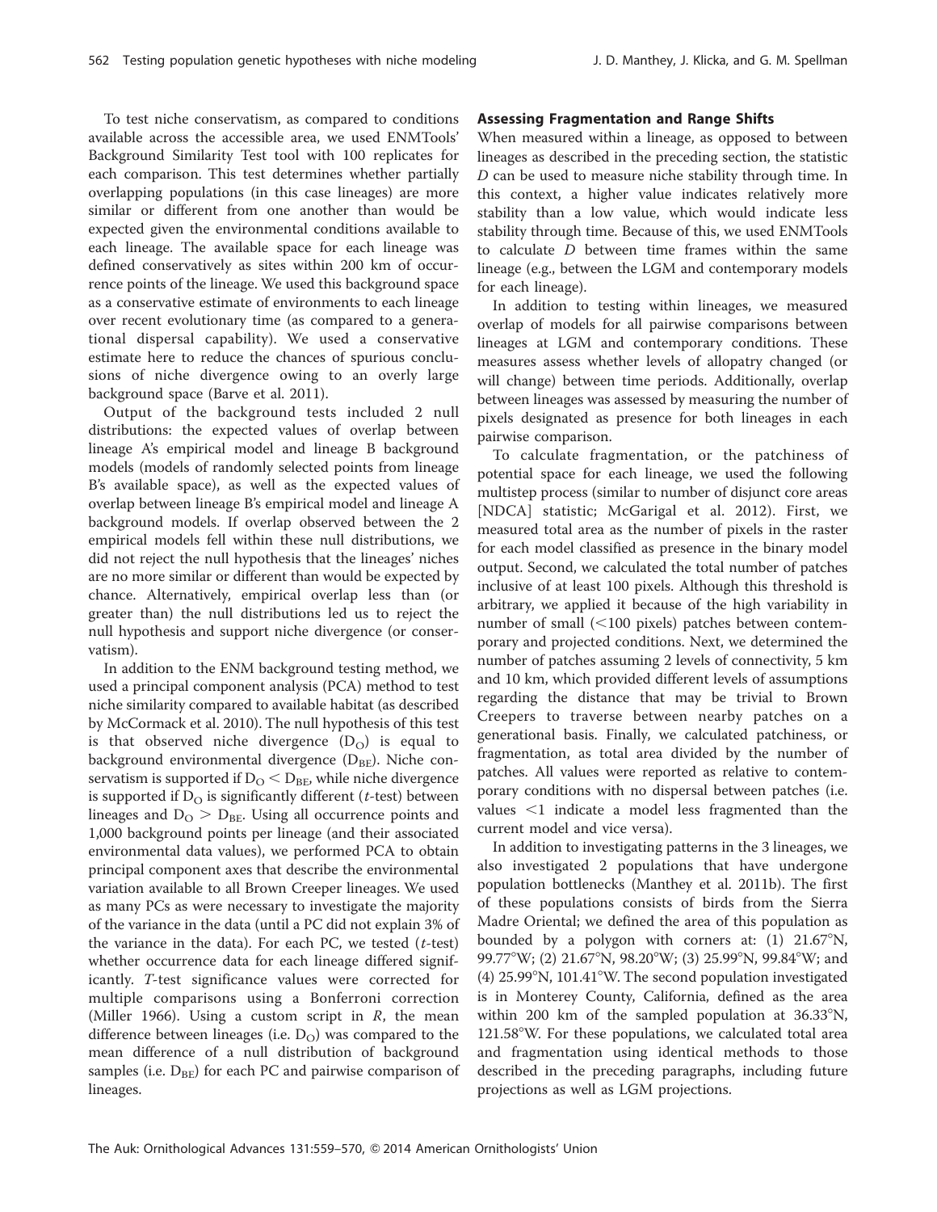To test niche conservatism, as compared to conditions available across the accessible area, we used ENMTools' Background Similarity Test tool with 100 replicates for each comparison. This test determines whether partially overlapping populations (in this case lineages) are more similar or different from one another than would be expected given the environmental conditions available to each lineage. The available space for each lineage was defined conservatively as sites within 200 km of occurrence points of the lineage. We used this background space as a conservative estimate of environments to each lineage over recent evolutionary time (as compared to a generational dispersal capability). We used a conservative estimate here to reduce the chances of spurious conclusions of niche divergence owing to an overly large background space (Barve et al. 2011).

Output of the background tests included 2 null distributions: the expected values of overlap between lineage A's empirical model and lineage B background models (models of randomly selected points from lineage B's available space), as well as the expected values of overlap between lineage B's empirical model and lineage A background models. If overlap observed between the 2 empirical models fell within these null distributions, we did not reject the null hypothesis that the lineages' niches are no more similar or different than would be expected by chance. Alternatively, empirical overlap less than (or greater than) the null distributions led us to reject the null hypothesis and support niche divergence (or conservatism).

In addition to the ENM background testing method, we used a principal component analysis (PCA) method to test niche similarity compared to available habitat (as described by McCormack et al. 2010). The null hypothesis of this test is that observed niche divergence ($D_O$) is equal to background environmental divergence ($D_{BE}$). Niche conservatism is supported if $D_O < D_{BE}$, while niche divergence is supported if $D_O$ is significantly different (*t*-test) between lineages and $D_O > D_{BE}$. Using all occurrence points and 1,000 background points per lineage (and their associated environmental data values), we performed PCA to obtain principal component axes that describe the environmental variation available to all Brown Creeper lineages. We used as many PCs as were necessary to investigate the majority of the variance in the data (until a PC did not explain 3% of the variance in the data). For each PC, we tested (*t*-test) whether occurrence data for each lineage differed significantly. *T*-test significance values were corrected for multiple comparisons using a Bonferroni correction (Miller 1966). Using a custom script in *R*, the mean difference between lineages (i.e. $D_O$) was compared to the mean difference of a null distribution of background samples (i.e. $D_{BE}$) for each PC and pairwise comparison of lineages.

### Assessing Fragmentation and Range Shifts

When measured within a lineage, as opposed to between lineages as described in the preceding section, the statistic *D* can be used to measure niche stability through time. In this context, a higher value indicates relatively more stability than a low value, which would indicate less stability through time. Because of this, we used ENMTools to calculate *D* between time frames within the same lineage (e.g., between the LGM and contemporary models for each lineage).

In addition to testing within lineages, we measured overlap of models for all pairwise comparisons between lineages at LGM and contemporary conditions. These measures assess whether levels of allopatry changed (or will change) between time periods. Additionally, overlap between lineages was assessed by measuring the number of pixels designated as presence for both lineages in each pairwise comparison.

To calculate fragmentation, or the patchiness of potential space for each lineage, we used the following multistep process (similar to number of disjunct core areas [NDCA] statistic; McGarigal et al. 2012). First, we measured total area as the number of pixels in the raster for each model classified as presence in the binary model output. Second, we calculated the total number of patches inclusive of at least 100 pixels. Although this threshold is arbitrary, we applied it because of the high variability in number of small ($<$100 pixels) patches between contemporary and projected conditions. Next, we determined the number of patches assuming 2 levels of connectivity, 5 km and 10 km, which provided different levels of assumptions regarding the distance that may be trivial to Brown Creepers to traverse between nearby patches on a generational basis. Finally, we calculated patchiness, or fragmentation, as total area divided by the number of patches. All values were reported as relative to contemporary conditions with no dispersal between patches (i.e. values $<$1 indicate a model less fragmented than the current model and vice versa).

In addition to investigating patterns in the 3 lineages, we also investigated 2 populations that have undergone population bottlenecks (Manthey et al. 2011b). The first of these populations consists of birds from the Sierra Madre Oriental; we defined the area of this population as bounded by a polygon with corners at: (1) 21.67°N, 99.77°W; (2) 21.67°N, 98.20°W; (3) 25.99°N, 99.84°W; and (4) 25.99°N, 101.41°W. The second population investigated is in Monterey County, California, defined as the area within 200 km of the sampled population at 36.33°N, 121.58°W. For these populations, we calculated total area and fragmentation using identical methods to those described in the preceding paragraphs, including future projections as well as LGM projections.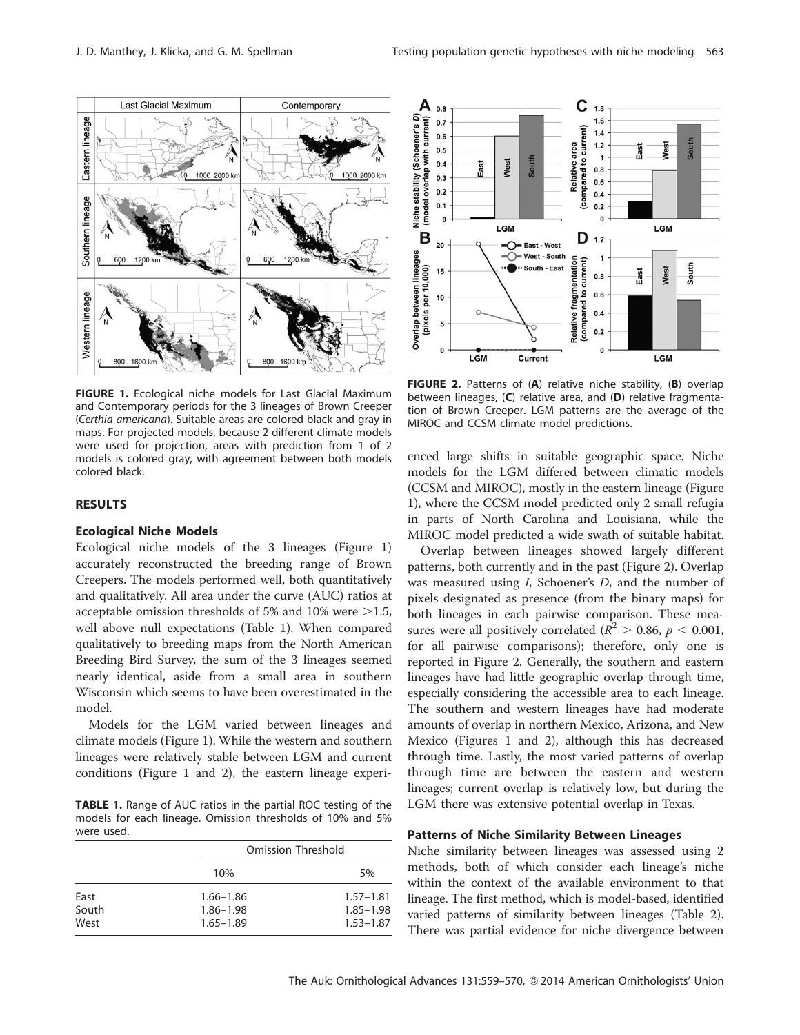FIGURE 1. Ecological niche models for Last Glacial Maximum and Contemporary periods for the 3 lineages of Brown Creeper (*Certhia americana*). Suitable areas are colored black and gray in maps. For projected models, because 2 different climate models were used for projection, areas with prediction from 1 of 2 models is colored gray, with agreement between both models colored black.

FIGURE 2. Patterns of (A) relative niche stability, (B) overlap between lineages, (C) relative area, and (D) relative fragmentation of Brown Creeper. LGM patterns are the average of the MIROC and CCSM climate model predictions.

## RESULTS

### Ecological Niche Models

Ecological niche models of the 3 lineages (Figure 1) accurately reconstructed the breeding range of Brown Creepers. The models performed well, both quantitatively and qualitatively. All area under the curve (AUC) ratios at acceptable omission thresholds of 5% and 10% were >1.5, well above null expectations (Table 1). When compared qualitatively to breeding maps from the North American Breeding Bird Survey, the sum of the 3 lineages seemed nearly identical, aside from a small area in southern Wisconsin which seems to have been overestimated in the model.

Models for the LGM varied between lineages and climate models (Figure 1). While the western and southern lineages were relatively stable between LGM and current conditions (Figure 1 and 2), the eastern lineage experienced large shifts in suitable geographic space. Niche models for the LGM differed between climatic models (CCSM and MIROC), mostly in the eastern lineage (Figure 1), where the CCSM model predicted only 2 small refugia in parts of North Carolina and Louisiana, while the MIROC model predicted a wide swath of suitable habitat.

TABLE 1. Range of AUC ratios in the partial ROC testing of the models for each lineage. Omission thresholds of 10% and 5% were used.

| | Omission Threshold | |
|---|---|---|
| | 10% | 5% |
| East | 1.66–1.86 | 1.57–1.81 |
| South | 1.86–1.98 | 1.85–1.98 |
| West | 1.65–1.89 | 1.53–1.87 |

Overlap between lineages showed largely different patterns, both currently and in the past (Figure 2). Overlap was measured using *I*, Schoener's *D*, and the number of pixels designated as presence (from the binary maps) for both lineages in each pairwise comparison. These measures were all positively correlated ($R^2 > 0.86$, $p < 0.001$, for all pairwise comparisons); therefore, only one is reported in Figure 2. Generally, the southern and eastern lineages have had little geographic overlap through time, especially considering the accessible area to each lineage. The southern and western lineages have had moderate amounts of overlap in northern Mexico, Arizona, and New Mexico (Figures 1 and 2), although this has decreased through time. Lastly, the most varied patterns of overlap through time are between the eastern and western lineages; current overlap is relatively low, but during the LGM there was extensive potential overlap in Texas.

### Patterns of Niche Similarity Between Lineages

Niche similarity between lineages was assessed using 2 methods, both of which consider each lineage's niche within the context of the available environment to that lineage. The first method, which is model-based, identified varied patterns of similarity between lineages (Table 2). There was partial evidence for niche divergence between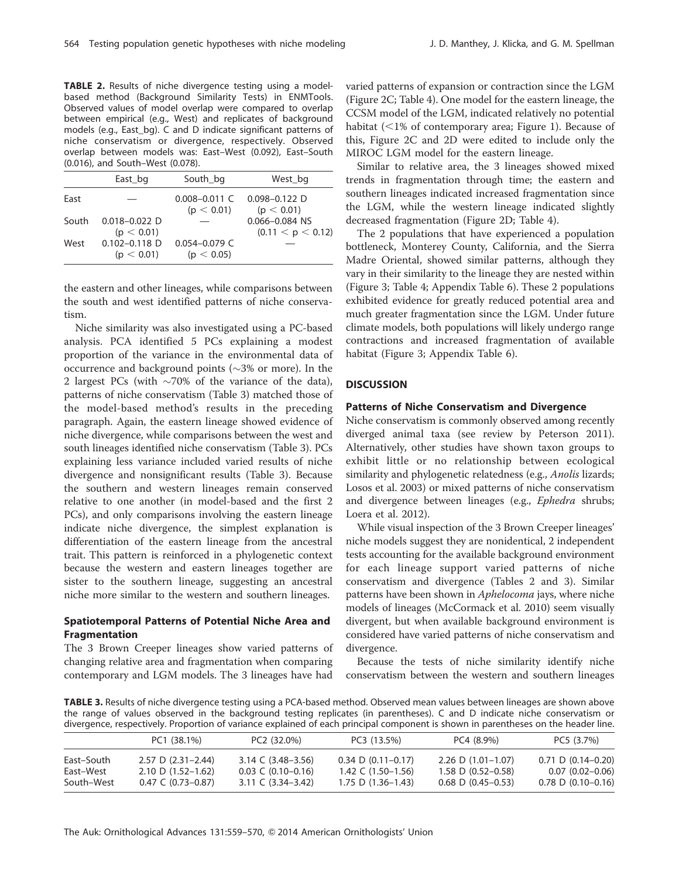**TABLE 2.** Results of niche divergence testing using a model-based method (Background Similarity Tests) in ENMTools. Observed values of model overlap were compared to overlap between empirical (e.g., West) and replicates of background models (e.g., East_bg). C and D indicate significant patterns of niche conservatism or divergence, respectively. Observed overlap between models was: East–West (0.092), East–South (0.016), and South–West (0.078).

| | East_bg | South_bg | West_bg |
|---|---|---|---|
| East | — | 0.008–0.011 C ($p < 0.01$) | 0.098–0.122 D ($p < 0.01$) |
| South | 0.018–0.022 D ($p < 0.01$) | — | 0.066–0.084 NS ($0.11 < p < 0.12$) |
| West | 0.102–0.118 D ($p < 0.01$) | 0.054–0.079 C ($p < 0.05$) | — |

the eastern and other lineages, while comparisons between the south and west identified patterns of niche conservatism.

Niche similarity was also investigated using a PC-based analysis. PCA identified 5 PCs explaining a modest proportion of the variance in the environmental data of occurrence and background points (~3% or more). In the 2 largest PCs (with ~70% of the variance of the data), patterns of niche conservatism (Table 3) matched those of the model-based method's results in the preceding paragraph. Again, the eastern lineage showed evidence of niche divergence, while comparisons between the west and south lineages identified niche conservatism (Table 3). PCs explaining less variance included varied results of niche divergence and nonsignificant results (Table 3). Because the southern and western lineages remain conserved relative to one another (in model-based and the first 2 PCs), and only comparisons involving the eastern lineage indicate niche divergence, the simplest explanation is differentiation of the eastern lineage from the ancestral trait. This pattern is reinforced in a phylogenetic context because the western and eastern lineages together are sister to the southern lineage, suggesting an ancestral niche more similar to the western and southern lineages.

### Spatiotemporal Patterns of Potential Niche Area and Fragmentation

The 3 Brown Creeper lineages show varied patterns of changing relative area and fragmentation when comparing contemporary and LGM models. The 3 lineages have had varied patterns of expansion or contraction since the LGM (Figure 2C; Table 4). One model for the eastern lineage, the CCSM model of the LGM, indicated relatively no potential habitat (<1% of contemporary area; Figure 1). Because of this, Figure 2C and 2D were edited to include only the MIROC LGM model for the eastern lineage.

Similar to relative area, the 3 lineages showed mixed trends in fragmentation through time; the eastern and southern lineages indicated increased fragmentation since the LGM, while the western lineage indicated slightly decreased fragmentation (Figure 2D; Table 4).

The 2 populations that have experienced a population bottleneck, Monterey County, California, and the Sierra Madre Oriental, showed similar patterns, although they vary in their similarity to the lineage they are nested within (Figure 3; Table 4; Appendix Table 6). These 2 populations exhibited evidence for greatly reduced potential area and much greater fragmentation since the LGM. Under future climate models, both populations will likely undergo range contractions and increased fragmentation of available habitat (Figure 3; Appendix Table 6).

## DISCUSSION

### Patterns of Niche Conservatism and Divergence

Niche conservatism is commonly observed among recently diverged animal taxa (see review by Peterson 2011). Alternatively, other studies have shown taxon groups to exhibit little or no relationship between ecological similarity and phylogenetic relatedness (e.g., *Anolis* lizards; Losos et al. 2003) or mixed patterns of niche conservatism and divergence between lineages (e.g., *Ephedra* shrubs; Loera et al. 2012).

While visual inspection of the 3 Brown Creeper lineages' niche models suggest they are nonidentical, 2 independent tests accounting for the available background environment for each lineage support varied patterns of niche conservatism and divergence (Tables 2 and 3). Similar patterns have been shown in *Aphelocoma* jays, where niche models of lineages (McCormack et al. 2010) seem visually divergent, but when available background environment is considered have varied patterns of niche conservatism and divergence.

Because the tests of niche similarity identify niche conservatism between the western and southern lineages

**TABLE 3.** Results of niche divergence testing using a PCA-based method. Observed mean values between lineages are shown above the range of values observed in the background testing replicates (in parentheses). C and D indicate niche conservatism or divergence, respectively. Proportion of variance explained of each principal component is shown in parentheses on the header line.

| | PC1 (38.1%) | PC2 (32.0%) | PC3 (13.5%) | PC4 (8.9%) | PC5 (3.7%) |
|---|---|---|---|---|---|
| East–South | 2.57 D (2.31–2.44) | 3.14 C (3.48–3.56) | 0.34 D (0.11–0.17) | 2.26 D (1.01–1.07) | 0.71 D (0.14–0.20) |
| East–West | 2.10 D (1.52–1.62) | 0.03 C (0.10–0.16) | 1.42 C (1.50–1.56) | 1.58 D (0.52–0.58) | 0.07 (0.02–0.06) |
| South–West | 0.47 C (0.73–0.87) | 3.11 C (3.34–3.42) | 1.75 D (1.36–1.43) | 0.68 D (0.45–0.53) | 0.78 D (0.10–0.16) |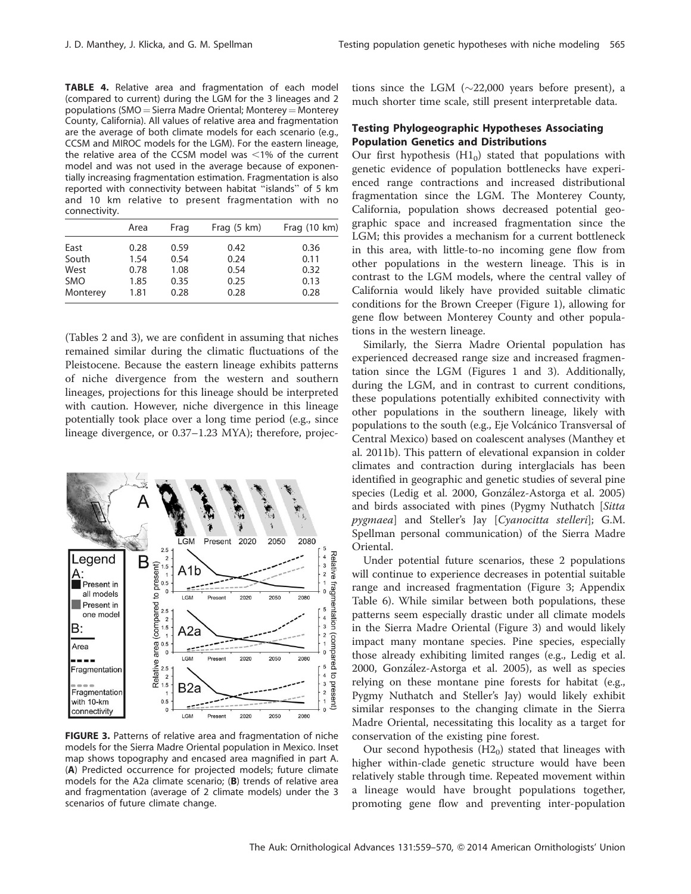**TABLE 4.** Relative area and fragmentation of each model (compared to current) during the LGM for the 3 lineages and 2 populations (SMO = Sierra Madre Oriental; Monterey = Monterey County, California). All values of relative area and fragmentation are the average of both climate models for each scenario (e.g., CCSM and MIROC models for the LGM). For the eastern lineage, the relative area of the CCSM model was <1% of the current model and was not used in the average because of exponentially increasing fragmentation estimation. Fragmentation is also reported with connectivity between habitat "islands" of 5 km and 10 km relative to present fragmentation with no connectivity.

|  | Area | Frag | Frag (5 km) | Frag (10 km) |
|---|---|---|---|---|
| East | 0.28 | 0.59 | 0.42 | 0.36 |
| South | 1.54 | 0.54 | 0.24 | 0.11 |
| West | 0.78 | 1.08 | 0.54 | 0.32 |
| SMO | 1.85 | 0.35 | 0.25 | 0.13 |
| Monterey | 1.81 | 0.28 | 0.28 | 0.28 |

(Tables 2 and 3), we are confident in assuming that niches remained similar during the climatic fluctuations of the Pleistocene. Because the eastern lineage exhibits patterns of niche divergence from the western and southern lineages, projections for this lineage should be interpreted with caution. However, niche divergence in this lineage potentially took place over a long time period (e.g., since lineage divergence, or 0.37–1.23 MYA); therefore, projections since the LGM (~22,000 years before present), a much shorter time scale, still present interpretable data.

**FIGURE 3.** Patterns of relative area and fragmentation of niche models for the Sierra Madre Oriental population in Mexico. Inset map shows topography and encased area magnified in part A. (**A**) Predicted occurrence for projected models; future climate models for the A2a climate scenario; (**B**) trends of relative area and fragmentation (average of 2 climate models) under the 3 scenarios of future climate change.

### Testing Phylogeographic Hypotheses Associating Population Genetics and Distributions

Our first hypothesis ($H1_0$) stated that populations with genetic evidence of population bottlenecks have experienced range contractions and increased distributional fragmentation since the LGM. The Monterey County, California, population shows decreased potential geographic space and increased fragmentation since the LGM; this provides a mechanism for a current bottleneck in this area, with little-to-no incoming gene flow from other populations in the western lineage. This is in contrast to the LGM models, where the central valley of California would likely have provided suitable climatic conditions for the Brown Creeper (Figure 1), allowing for gene flow between Monterey County and other populations in the western lineage.

Similarly, the Sierra Madre Oriental population has experienced decreased range size and increased fragmentation since the LGM (Figures 1 and 3). Additionally, during the LGM, and in contrast to current conditions, these populations potentially exhibited connectivity with other populations in the southern lineage, likely with populations to the south (e.g., Eje Volcánico Transversal of Central Mexico) based on coalescent analyses (Manthey et al. 2011b). This pattern of elevational expansion in colder climates and contraction during interglacials has been identified in geographic and genetic studies of several pine species (Ledig et al. 2000, González-Astorga et al. 2005) and birds associated with pines (Pygmy Nuthatch [*Sitta pygmaea*] and Steller's Jay [*Cyanocitta stelleri*]; G.M. Spellman personal communication) of the Sierra Madre Oriental.

Under potential future scenarios, these 2 populations will continue to experience decreases in potential suitable range and increased fragmentation (Figure 3; Appendix Table 6). While similar between both populations, these patterns seem especially drastic under all climate models in the Sierra Madre Oriental (Figure 3) and would likely impact many montane species. Pine species, especially those already exhibiting limited ranges (e.g., Ledig et al. 2000, González-Astorga et al. 2005), as well as species relying on these montane pine forests for habitat (e.g., Pygmy Nuthatch and Steller's Jay) would likely exhibit similar responses to the changing climate in the Sierra Madre Oriental, necessitating this locality as a target for conservation of the existing pine forest.

Our second hypothesis ($H2_0$) stated that lineages with higher within-clade genetic structure would have been relatively stable through time. Repeated movement within a lineage would have brought populations together, promoting gene flow and preventing inter-population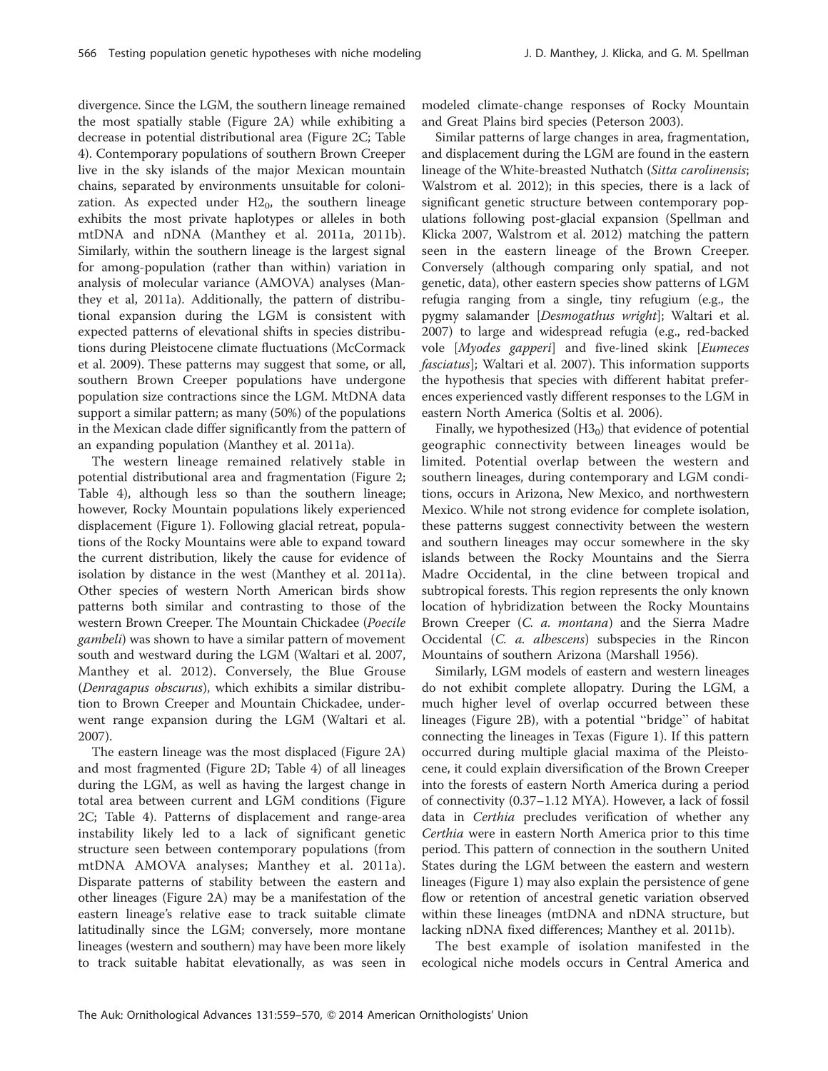divergence. Since the LGM, the southern lineage remained the most spatially stable (Figure 2A) while exhibiting a decrease in potential distributional area (Figure 2C; Table 4). Contemporary populations of southern Brown Creeper live in the sky islands of the major Mexican mountain chains, separated by environments unsuitable for colonization. As expected under $H2_0$, the southern lineage exhibits the most private haplotypes or alleles in both mtDNA and nDNA (Manthey et al. 2011a, 2011b). Similarly, within the southern lineage is the largest signal for among-population (rather than within) variation in analysis of molecular variance (AMOVA) analyses (Manthey et al, 2011a). Additionally, the pattern of distributional expansion during the LGM is consistent with expected patterns of elevational shifts in species distributions during Pleistocene climate fluctuations (McCormack et al. 2009). These patterns may suggest that some, or all, southern Brown Creeper populations have undergone population size contractions since the LGM. MtDNA data support a similar pattern; as many (50%) of the populations in the Mexican clade differ significantly from the pattern of an expanding population (Manthey et al. 2011a).

The western lineage remained relatively stable in potential distributional area and fragmentation (Figure 2; Table 4), although less so than the southern lineage; however, Rocky Mountain populations likely experienced displacement (Figure 1). Following glacial retreat, populations of the Rocky Mountains were able to expand toward the current distribution, likely the cause for evidence of isolation by distance in the west (Manthey et al. 2011a). Other species of western North American birds show patterns both similar and contrasting to those of the western Brown Creeper. The Mountain Chickadee (*Poecile gambeli*) was shown to have a similar pattern of movement south and westward during the LGM (Waltari et al. 2007, Manthey et al. 2012). Conversely, the Blue Grouse (*Denragapus obscurus*), which exhibits a similar distribution to Brown Creeper and Mountain Chickadee, underwent range expansion during the LGM (Waltari et al. 2007).

The eastern lineage was the most displaced (Figure 2A) and most fragmented (Figure 2D; Table 4) of all lineages during the LGM, as well as having the largest change in total area between current and LGM conditions (Figure 2C; Table 4). Patterns of displacement and range-area instability likely led to a lack of significant genetic structure seen between contemporary populations (from mtDNA AMOVA analyses; Manthey et al. 2011a). Disparate patterns of stability between the eastern and other lineages (Figure 2A) may be a manifestation of the eastern lineage's relative ease to track suitable climate latitudinally since the LGM; conversely, more montane lineages (western and southern) may have been more likely to track suitable habitat elevationally, as was seen in modeled climate-change responses of Rocky Mountain and Great Plains bird species (Peterson 2003).

Similar patterns of large changes in area, fragmentation, and displacement during the LGM are found in the eastern lineage of the White-breasted Nuthatch (*Sitta carolinensis*; Walstrom et al. 2012); in this species, there is a lack of significant genetic structure between contemporary populations following post-glacial expansion (Spellman and Klicka 2007, Walstrom et al. 2012) matching the pattern seen in the eastern lineage of the Brown Creeper. Conversely (although comparing only spatial, and not genetic, data), other eastern species show patterns of LGM refugia ranging from a single, tiny refugium (e.g., the pygmy salamander [*Desmogathus wright*]; Waltari et al. 2007) to large and widespread refugia (e.g., red-backed vole [*Myodes gapperi*] and five-lined skink [*Eumeces fasciatus*]; Waltari et al. 2007). This information supports the hypothesis that species with different habitat preferences experienced vastly different responses to the LGM in eastern North America (Soltis et al. 2006).

Finally, we hypothesized ($H3_0$) that evidence of potential geographic connectivity between lineages would be limited. Potential overlap between the western and southern lineages, during contemporary and LGM conditions, occurs in Arizona, New Mexico, and northwestern Mexico. While not strong evidence for complete isolation, these patterns suggest connectivity between the western and southern lineages may occur somewhere in the sky islands between the Rocky Mountains and the Sierra Madre Occidental, in the cline between tropical and subtropical forests. This region represents the only known location of hybridization between the Rocky Mountains Brown Creeper (*C. a. montana*) and the Sierra Madre Occidental (*C. a. albescens*) subspecies in the Rincon Mountains of southern Arizona (Marshall 1956).

Similarly, LGM models of eastern and western lineages do not exhibit complete allopatry. During the LGM, a much higher level of overlap occurred between these lineages (Figure 2B), with a potential "bridge" of habitat connecting the lineages in Texas (Figure 1). If this pattern occurred during multiple glacial maxima of the Pleistocene, it could explain diversification of the Brown Creeper into the forests of eastern North America during a period of connectivity (0.37–1.12 MYA). However, a lack of fossil data in *Certhia* precludes verification of whether any *Certhia* were in eastern North America prior to this time period. This pattern of connection in the southern United States during the LGM between the eastern and western lineages (Figure 1) may also explain the persistence of gene flow or retention of ancestral genetic variation observed within these lineages (mtDNA and nDNA structure, but lacking nDNA fixed differences; Manthey et al. 2011b).

The best example of isolation manifested in the ecological niche models occurs in Central America and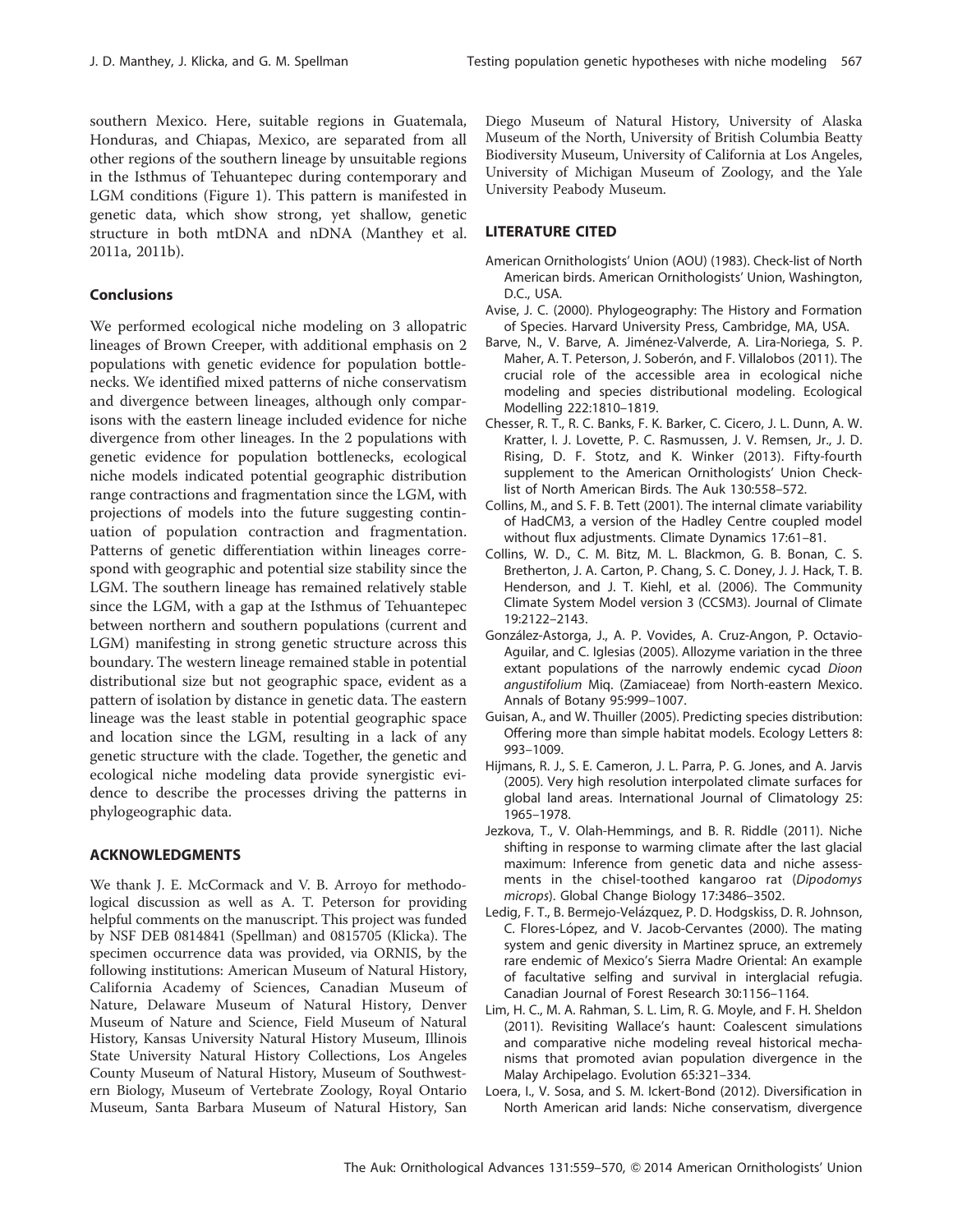southern Mexico. Here, suitable regions in Guatemala, Honduras, and Chiapas, Mexico, are separated from all other regions of the southern lineage by unsuitable regions in the Isthmus of Tehuantepec during contemporary and LGM conditions (Figure 1). This pattern is manifested in genetic data, which show strong, yet shallow, genetic structure in both mtDNA and nDNA (Manthey et al. 2011a, 2011b).

### Conclusions

We performed ecological niche modeling on 3 allopatric lineages of Brown Creeper, with additional emphasis on 2 populations with genetic evidence for population bottlenecks. We identified mixed patterns of niche conservatism and divergence between lineages, although only comparisons with the eastern lineage included evidence for niche divergence from other lineages. In the 2 populations with genetic evidence for population bottlenecks, ecological niche models indicated potential geographic distribution range contractions and fragmentation since the LGM, with projections of models into the future suggesting continuation of population contraction and fragmentation. Patterns of genetic differentiation within lineages correspond with geographic and potential size stability since the LGM. The southern lineage has remained relatively stable since the LGM, with a gap at the Isthmus of Tehuantepec between northern and southern populations (current and LGM) manifesting in strong genetic structure across this boundary. The western lineage remained stable in potential distributional size but not geographic space, evident as a pattern of isolation by distance in genetic data. The eastern lineage was the least stable in potential geographic space and location since the LGM, resulting in a lack of any genetic structure with the clade. Together, the genetic and ecological niche modeling data provide synergistic evidence to describe the processes driving the patterns in phylogeographic data.

## ACKNOWLEDGMENTS

We thank J. E. McCormack and V. B. Arroyo for methodological discussion as well as A. T. Peterson for providing helpful comments on the manuscript. This project was funded by NSF DEB 0814841 (Spellman) and 0815705 (Klicka). The specimen occurrence data was provided, via ORNIS, by the following institutions: American Museum of Natural History, California Academy of Sciences, Canadian Museum of Nature, Delaware Museum of Natural History, Denver Museum of Nature and Science, Field Museum of Natural History, Kansas University Natural History Museum, Illinois State University Natural History Collections, Los Angeles County Museum of Natural History, Museum of Southwestern Biology, Museum of Vertebrate Zoology, Royal Ontario Museum, Santa Barbara Museum of Natural History, San Diego Museum of Natural History, University of Alaska Museum of the North, University of British Columbia Beatty Biodiversity Museum, University of California at Los Angeles, University of Michigan Museum of Zoology, and the Yale University Peabody Museum.

## LITERATURE CITED

American Ornithologists' Union (AOU) (1983). Check-list of North American birds. American Ornithologists' Union, Washington, D.C., USA.

Avise, J. C. (2000). Phylogeography: The History and Formation of Species. Harvard University Press, Cambridge, MA, USA.

Barve, N., V. Barve, A. Jiménez-Valverde, A. Lira-Noriega, S. P. Maher, A. T. Peterson, J. Soberón, and F. Villalobos (2011). The crucial role of the accessible area in ecological niche modeling and species distributional modeling. Ecological Modelling 222:1810–1819.

Chesser, R. T., R. C. Banks, F. K. Barker, C. Cicero, J. L. Dunn, A. W. Kratter, I. J. Lovette, P. C. Rasmussen, J. V. Remsen, Jr., J. D. Rising, D. F. Stotz, and K. Winker (2013). Fifty-fourth supplement to the American Ornithologists' Union Check-list of North American Birds. The Auk 130:558–572.

Collins, M., and S. F. B. Tett (2001). The internal climate variability of HadCM3, a version of the Hadley Centre coupled model without flux adjustments. Climate Dynamics 17:61–81.

Collins, W. D., C. M. Bitz, M. L. Blackmon, G. B. Bonan, C. S. Bretherton, J. A. Carton, P. Chang, S. C. Doney, J. J. Hack, T. B. Henderson, and J. T. Kiehl, et al. (2006). The Community Climate System Model version 3 (CCSM3). Journal of Climate 19:2122–2143.

González-Astorga, J., A. P. Vovides, A. Cruz-Angon, P. Octavio-Aguilar, and C. Iglesias (2005). Allozyme variation in the three extant populations of the narrowly endemic cycad *Dioon angustifolium* Miq. (Zamiaceae) from North-eastern Mexico. Annals of Botany 95:999–1007.

Guisan, A., and W. Thuiller (2005). Predicting species distribution: Offering more than simple habitat models. Ecology Letters 8: 993–1009.

Hijmans, R. J., S. E. Cameron, J. L. Parra, P. G. Jones, and A. Jarvis (2005). Very high resolution interpolated climate surfaces for global land areas. International Journal of Climatology 25: 1965–1978.

Jezkova, T., V. Olah-Hemmings, and B. R. Riddle (2011). Niche shifting in response to warming climate after the last glacial maximum: Inference from genetic data and niche assessments in the chisel-toothed kangaroo rat (*Dipodomys microps*). Global Change Biology 17:3486–3502.

Ledig, F. T., B. Bermejo-Velázquez, P. D. Hodgskiss, D. R. Johnson, C. Flores-López, and V. Jacob-Cervantes (2000). The mating system and genic diversity in Martinez spruce, an extremely rare endemic of Mexico's Sierra Madre Oriental: An example of facultative selfing and survival in interglacial refugia. Canadian Journal of Forest Research 30:1156–1164.

Lim, H. C., M. A. Rahman, S. L. Lim, R. G. Moyle, and F. H. Sheldon (2011). Revisiting Wallace's haunt: Coalescent simulations and comparative niche modeling reveal historical mechanisms that promoted avian population divergence in the Malay Archipelago. Evolution 65:321–334.

Loera, I., V. Sosa, and S. M. Ickert-Bond (2012). Diversification in North American arid lands: Niche conservatism, divergence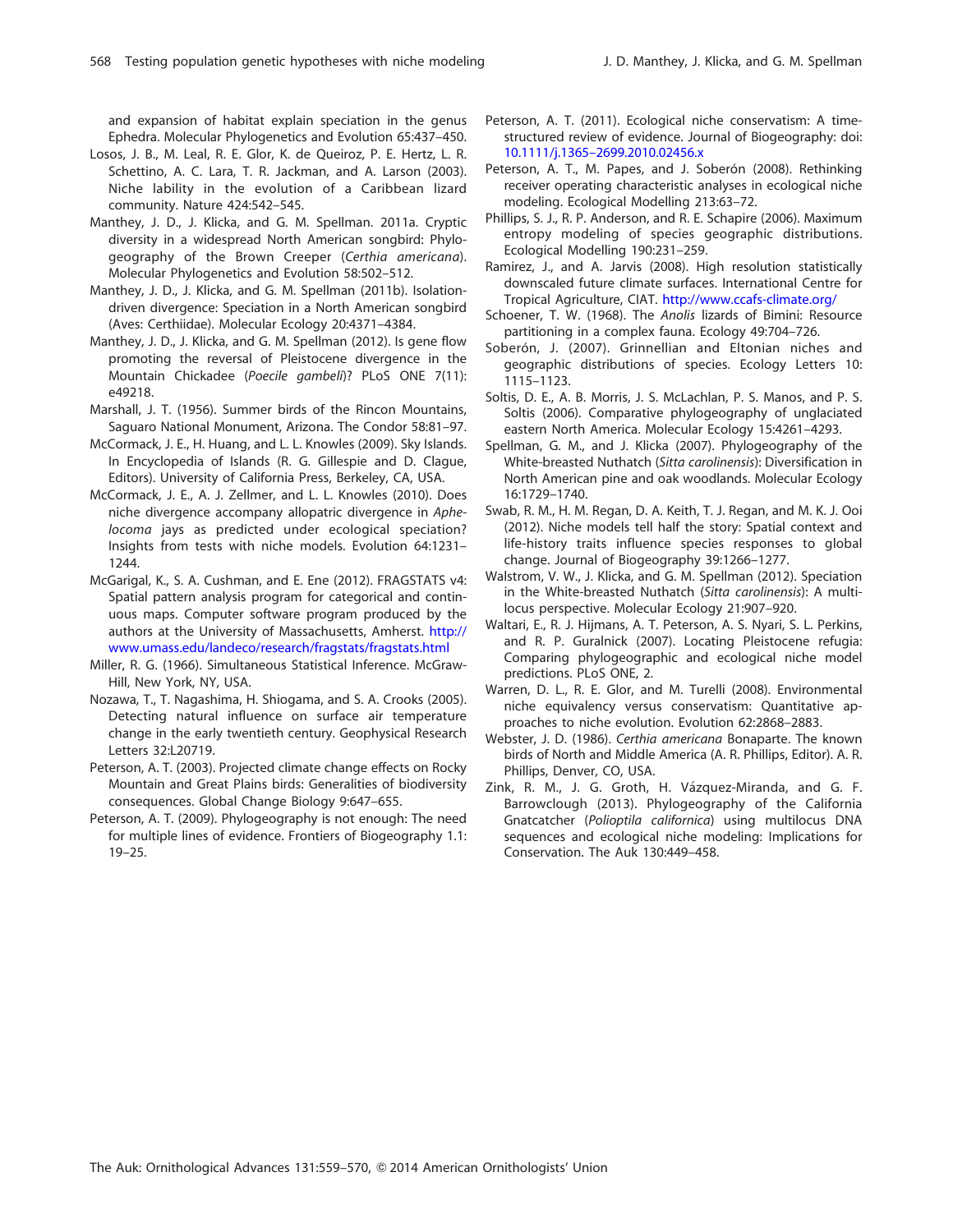and expansion of habitat explain speciation in the genus Ephedra. Molecular Phylogenetics and Evolution 65:437–450.

Losos, J. B., M. Leal, R. E. Glor, K. de Queiroz, P. E. Hertz, L. R. Schettino, A. C. Lara, T. R. Jackman, and A. Larson (2003). Niche lability in the evolution of a Caribbean lizard community. Nature 424:542–545.

Manthey, J. D., J. Klicka, and G. M. Spellman. 2011a. Cryptic diversity in a widespread North American songbird: Phylogeography of the Brown Creeper (*Certhia americana*). Molecular Phylogenetics and Evolution 58:502–512.

Manthey, J. D., J. Klicka, and G. M. Spellman (2011b). Isolation-driven divergence: Speciation in a North American songbird (Aves: Certhiidae). Molecular Ecology 20:4371–4384.

Manthey, J. D., J. Klicka, and G. M. Spellman (2012). Is gene flow promoting the reversal of Pleistocene divergence in the Mountain Chickadee (*Poecile gambeli*)? PLoS ONE 7(11): e49218.

Marshall, J. T. (1956). Summer birds of the Rincon Mountains, Saguaro National Monument, Arizona. The Condor 58:81–97.

McCormack, J. E., H. Huang, and L. L. Knowles (2009). Sky Islands. In Encyclopedia of Islands (R. G. Gillespie and D. Clague, Editors). University of California Press, Berkeley, CA, USA.

McCormack, J. E., A. J. Zellmer, and L. L. Knowles (2010). Does niche divergence accompany allopatric divergence in *Aphelocoma* jays as predicted under ecological speciation? Insights from tests with niche models. Evolution 64:1231–1244.

McGarigal, K., S. A. Cushman, and E. Ene (2012). FRAGSTATS v4: Spatial pattern analysis program for categorical and continuous maps. Computer software program produced by the authors at the University of Massachusetts, Amherst. http://www.umass.edu/landeco/research/fragstats/fragstats.html

Miller, R. G. (1966). Simultaneous Statistical Inference. McGraw-Hill, New York, NY, USA.

Nozawa, T., T. Nagashima, H. Shiogama, and S. A. Crooks (2005). Detecting natural influence on surface air temperature change in the early twentieth century. Geophysical Research Letters 32:L20719.

Peterson, A. T. (2003). Projected climate change effects on Rocky Mountain and Great Plains birds: Generalities of biodiversity consequences. Global Change Biology 9:647–655.

Peterson, A. T. (2009). Phylogeography is not enough: The need for multiple lines of evidence. Frontiers of Biogeography 1.1: 19–25.

Peterson, A. T. (2011). Ecological niche conservatism: A time-structured review of evidence. Journal of Biogeography: doi: 10.1111/j.1365–2699.2010.02456.x

Peterson, A. T., M. Papes, and J. Soberón (2008). Rethinking receiver operating characteristic analyses in ecological niche modeling. Ecological Modelling 213:63–72.

Phillips, S. J., R. P. Anderson, and R. E. Schapire (2006). Maximum entropy modeling of species geographic distributions. Ecological Modelling 190:231–259.

Ramirez, J., and A. Jarvis (2008). High resolution statistically downscaled future climate surfaces. International Centre for Tropical Agriculture, CIAT. http://www.ccafs-climate.org/

Schoener, T. W. (1968). The *Anolis* lizards of Bimini: Resource partitioning in a complex fauna. Ecology 49:704–726.

Soberón, J. (2007). Grinnellian and Eltonian niches and geographic distributions of species. Ecology Letters 10: 1115–1123.

Soltis, D. E., A. B. Morris, J. S. McLachlan, P. S. Manos, and P. S. Soltis (2006). Comparative phylogeography of unglaciated eastern North America. Molecular Ecology 15:4261–4293.

Spellman, G. M., and J. Klicka (2007). Phylogeography of the White-breasted Nuthatch (*Sitta carolinensis*): Diversification in North American pine and oak woodlands. Molecular Ecology 16:1729–1740.

Swab, R. M., H. M. Regan, D. A. Keith, T. J. Regan, and M. K. J. Ooi (2012). Niche models tell half the story: Spatial context and life-history traits influence species responses to global change. Journal of Biogeography 39:1266–1277.

Walstrom, V. W., J. Klicka, and G. M. Spellman (2012). Speciation in the White-breasted Nuthatch (*Sitta carolinensis*): A multi-locus perspective. Molecular Ecology 21:907–920.

Waltari, E., R. J. Hijmans, A. T. Peterson, A. S. Nyari, S. L. Perkins, and R. P. Guralnick (2007). Locating Pleistocene refugia: Comparing phylogeographic and ecological niche model predictions. PLoS ONE, 2.

Warren, D. L., R. E. Glor, and M. Turelli (2008). Environmental niche equivalency versus conservatism: Quantitative approaches to niche evolution. Evolution 62:2868–2883.

Webster, J. D. (1986). *Certhia americana* Bonaparte. The known birds of North and Middle America (A. R. Phillips, Editor). A. R. Phillips, Denver, CO, USA.

Zink, R. M., J. G. Groth, H. Vázquez-Miranda, and G. F. Barrowclough (2013). Phylogeography of the California Gnatcatcher (*Polioptila californica*) using multilocus DNA sequences and ecological niche modeling: Implications for Conservation. The Auk 130:449–458.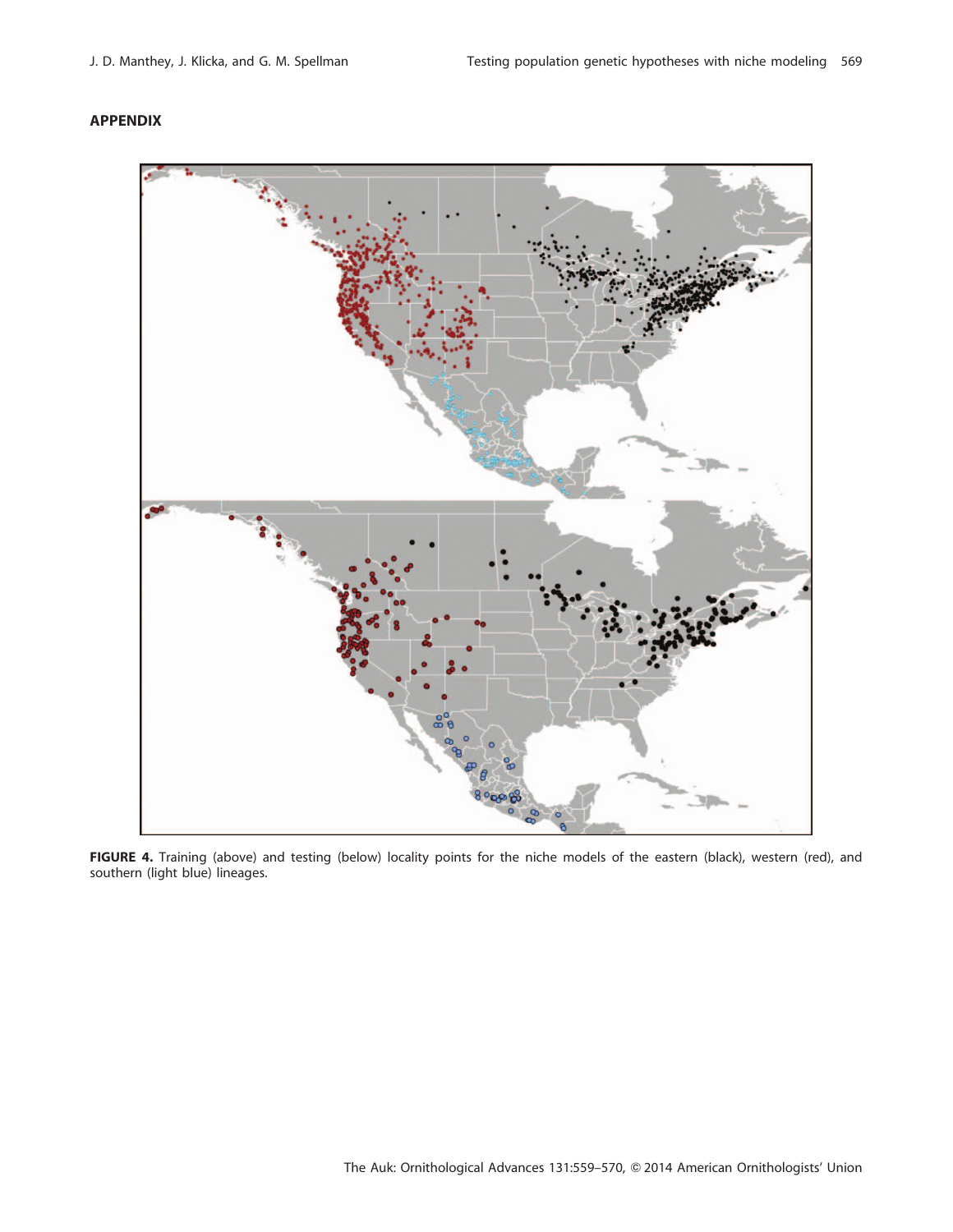## APPENDIX

**FIGURE 4.** Training (above) and testing (below) locality points for the niche models of the eastern (black), western (red), and southern (light blue) lineages.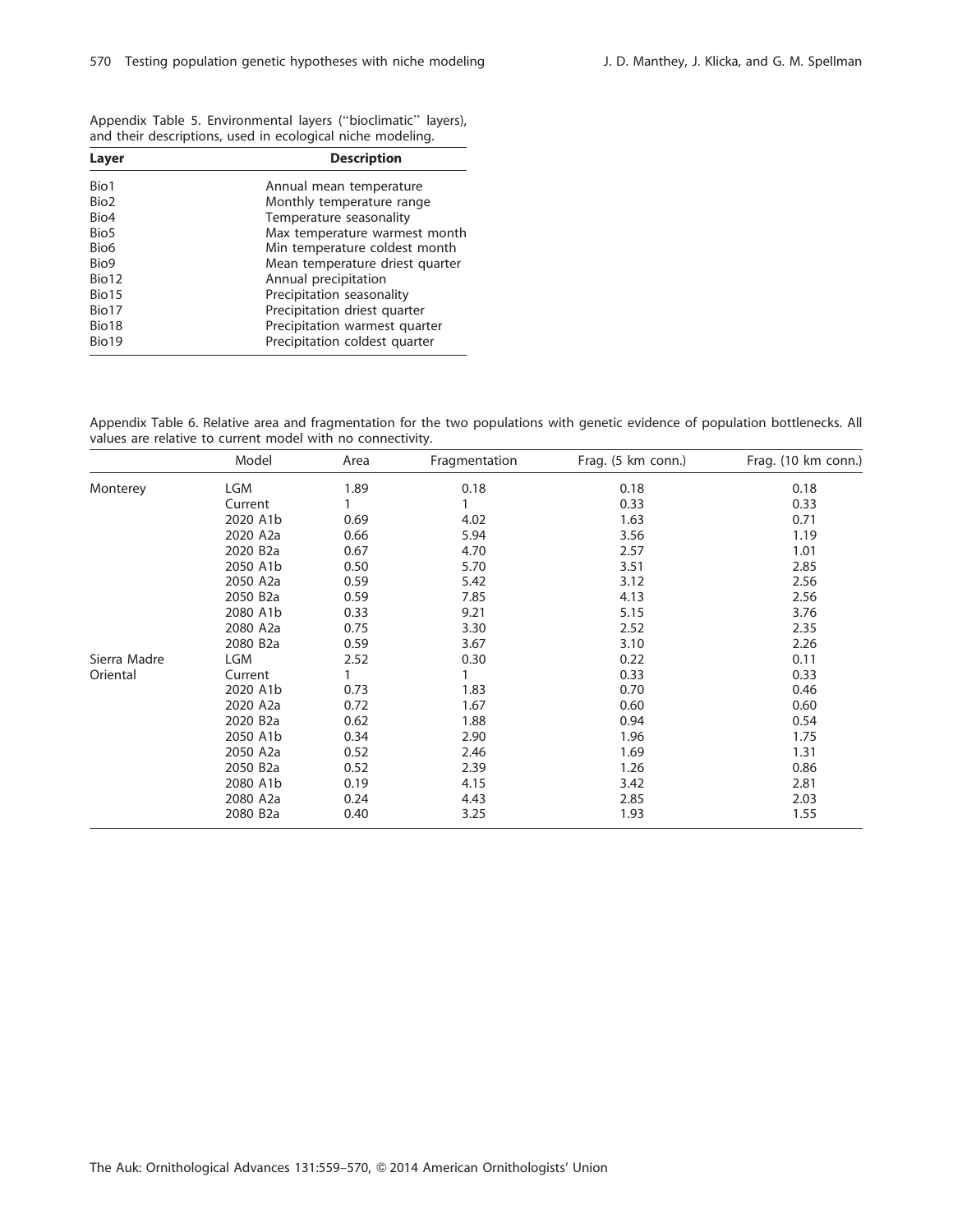Appendix Table 5. Environmental layers ("bioclimatic" layers), and their descriptions, used in ecological niche modeling.

| Layer | Description |
| --- | --- |
| Bio1 | Annual mean temperature |
| Bio2 | Monthly temperature range |
| Bio4 | Temperature seasonality |
| Bio5 | Max temperature warmest month |
| Bio6 | Min temperature coldest month |
| Bio9 | Mean temperature driest quarter |
| Bio12 | Annual precipitation |
| Bio15 | Precipitation seasonality |
| Bio17 | Precipitation driest quarter |
| Bio18 | Precipitation warmest quarter |
| Bio19 | Precipitation coldest quarter |

Appendix Table 6. Relative area and fragmentation for the two populations with genetic evidence of population bottlenecks. All values are relative to current model with no connectivity.

| | Model | Area | Fragmentation | Frag. (5 km conn.) | Frag. (10 km conn.) |
| --- | --- | --- | --- | --- | --- |
| Monterey | LGM | 1.89 | 0.18 | 0.18 | 0.18 |
| | Current | 1 | 1 | 0.33 | 0.33 |
| | 2020 A1b | 0.69 | 4.02 | 1.63 | 0.71 |
| | 2020 A2a | 0.66 | 5.94 | 3.56 | 1.19 |
| | 2020 B2a | 0.67 | 4.70 | 2.57 | 1.01 |
| | 2050 A1b | 0.50 | 5.70 | 3.51 | 2.85 |
| | 2050 A2a | 0.59 | 5.42 | 3.12 | 2.56 |
| | 2050 B2a | 0.59 | 7.85 | 4.13 | 2.56 |
| | 2080 A1b | 0.33 | 9.21 | 5.15 | 3.76 |
| | 2080 A2a | 0.75 | 3.30 | 2.52 | 2.35 |
| | 2080 B2a | 0.59 | 3.67 | 3.10 | 2.26 |
| Sierra Madre Oriental | LGM | 2.52 | 0.30 | 0.22 | 0.11 |
| | Current | 1 | 1 | 0.33 | 0.33 |
| | 2020 A1b | 0.73 | 1.83 | 0.70 | 0.46 |
| | 2020 A2a | 0.72 | 1.67 | 0.60 | 0.60 |
| | 2020 B2a | 0.62 | 1.88 | 0.94 | 0.54 |
| | 2050 A1b | 0.34 | 2.90 | 1.96 | 1.75 |
| | 2050 A2a | 0.52 | 2.46 | 1.69 | 1.31 |
| | 2050 B2a | 0.52 | 2.39 | 1.26 | 0.86 |
| | 2080 A1b | 0.19 | 4.15 | 3.42 | 2.81 |
| | 2080 A2a | 0.24 | 4.43 | 2.85 | 2.03 |
| | 2080 B2a | 0.40 | 3.25 | 1.93 | 1.55 |